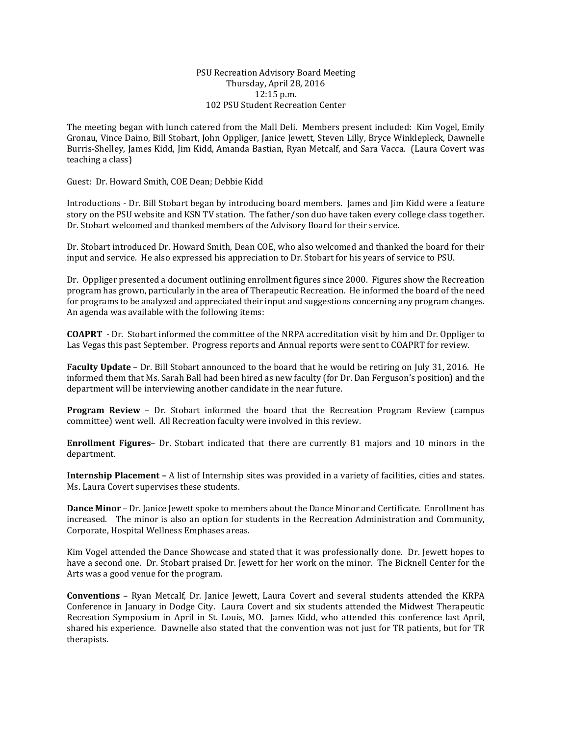PSU Recreation Advisory Board Meeting
Thursday, April 28, 2016
12:15 p.m.
102 PSU Student Recreation Center

The meeting began with lunch catered from the Mall Deli. Members present included: Kim Vogel, Emily Gronau, Vince Daino, Bill Stobart, John Oppliger, Janice Jewett, Steven Lilly, Bryce Winklepleck, Dawnelle Burris-Shelley, James Kidd, Jim Kidd, Amanda Bastian, Ryan Metcalf, and Sara Vacca. (Laura Covert was teaching a class)

Guest: Dr. Howard Smith, COE Dean; Debbie Kidd

Introductions - Dr. Bill Stobart began by introducing board members. James and Jim Kidd were a feature story on the PSU website and KSN TV station. The father/son duo have taken every college class together. Dr. Stobart welcomed and thanked members of the Advisory Board for their service.

Dr. Stobart introduced Dr. Howard Smith, Dean COE, who also welcomed and thanked the board for their input and service. He also expressed his appreciation to Dr. Stobart for his years of service to PSU.

Dr. Oppliger presented a document outlining enrollment figures since 2000. Figures show the Recreation program has grown, particularly in the area of Therapeutic Recreation. He informed the board of the need for programs to be analyzed and appreciated their input and suggestions concerning any program changes. An agenda was available with the following items:

**COAPRT** - Dr. Stobart informed the committee of the NRPA accreditation visit by him and Dr. Oppliger to Las Vegas this past September. Progress reports and Annual reports were sent to COAPRT for review.

**Faculty Update** – Dr. Bill Stobart announced to the board that he would be retiring on July 31, 2016. He informed them that Ms. Sarah Ball had been hired as new faculty (for Dr. Dan Ferguson's position) and the department will be interviewing another candidate in the near future.

**Program Review** – Dr. Stobart informed the board that the Recreation Program Review (campus committee) went well. All Recreation faculty were involved in this review.

**Enrollment Figures**– Dr. Stobart indicated that there are currently 81 majors and 10 minors in the department.

**Internship Placement –** A list of Internship sites was provided in a variety of facilities, cities and states. Ms. Laura Covert supervises these students.

**Dance Minor** – Dr. Janice Jewett spoke to members about the Dance Minor and Certificate. Enrollment has increased. The minor is also an option for students in the Recreation Administration and Community, Corporate, Hospital Wellness Emphases areas.

Kim Vogel attended the Dance Showcase and stated that it was professionally done. Dr. Jewett hopes to have a second one. Dr. Stobart praised Dr. Jewett for her work on the minor. The Bicknell Center for the Arts was a good venue for the program.

**Conventions** – Ryan Metcalf, Dr. Janice Jewett, Laura Covert and several students attended the KRPA Conference in January in Dodge City. Laura Covert and six students attended the Midwest Therapeutic Recreation Symposium in April in St. Louis, MO. James Kidd, who attended this conference last April, shared his experience. Dawnelle also stated that the convention was not just for TR patients, but for TR therapists.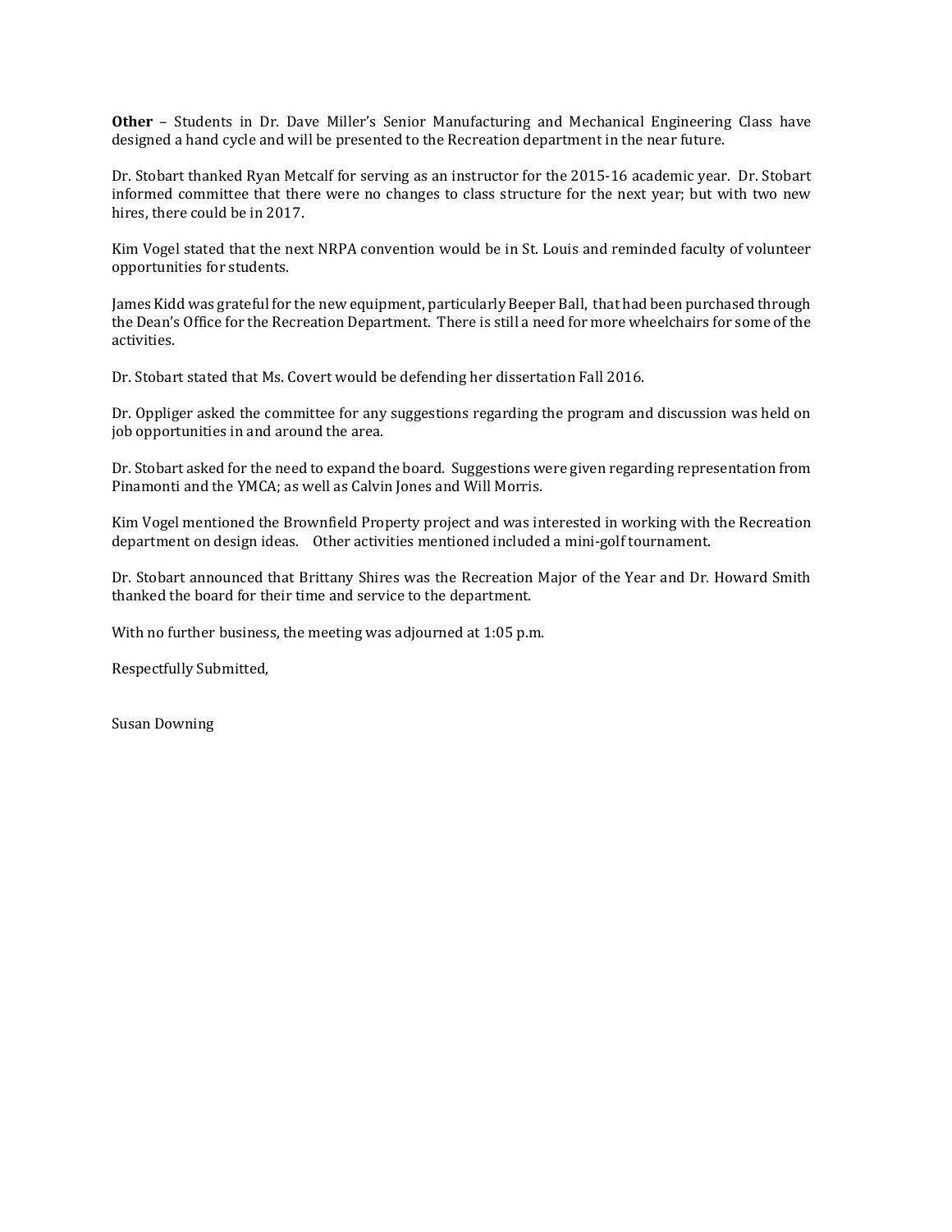**Other** – Students in Dr. Dave Miller's Senior Manufacturing and Mechanical Engineering Class have designed a hand cycle and will be presented to the Recreation department in the near future.

Dr. Stobart thanked Ryan Metcalf for serving as an instructor for the 2015-16 academic year. Dr. Stobart informed committee that there were no changes to class structure for the next year; but with two new hires, there could be in 2017.

Kim Vogel stated that the next NRPA convention would be in St. Louis and reminded faculty of volunteer opportunities for students.

James Kidd was grateful for the new equipment, particularly Beeper Ball, that had been purchased through the Dean's Office for the Recreation Department. There is still a need for more wheelchairs for some of the activities.

Dr. Stobart stated that Ms. Covert would be defending her dissertation Fall 2016.

Dr. Oppliger asked the committee for any suggestions regarding the program and discussion was held on job opportunities in and around the area.

Dr. Stobart asked for the need to expand the board. Suggestions were given regarding representation from Pinamonti and the YMCA; as well as Calvin Jones and Will Morris.

Kim Vogel mentioned the Brownfield Property project and was interested in working with the Recreation department on design ideas. Other activities mentioned included a mini-golf tournament.

Dr. Stobart announced that Brittany Shires was the Recreation Major of the Year and Dr. Howard Smith thanked the board for their time and service to the department.

With no further business, the meeting was adjourned at 1:05 p.m.

Respectfully Submitted,

Susan Downing